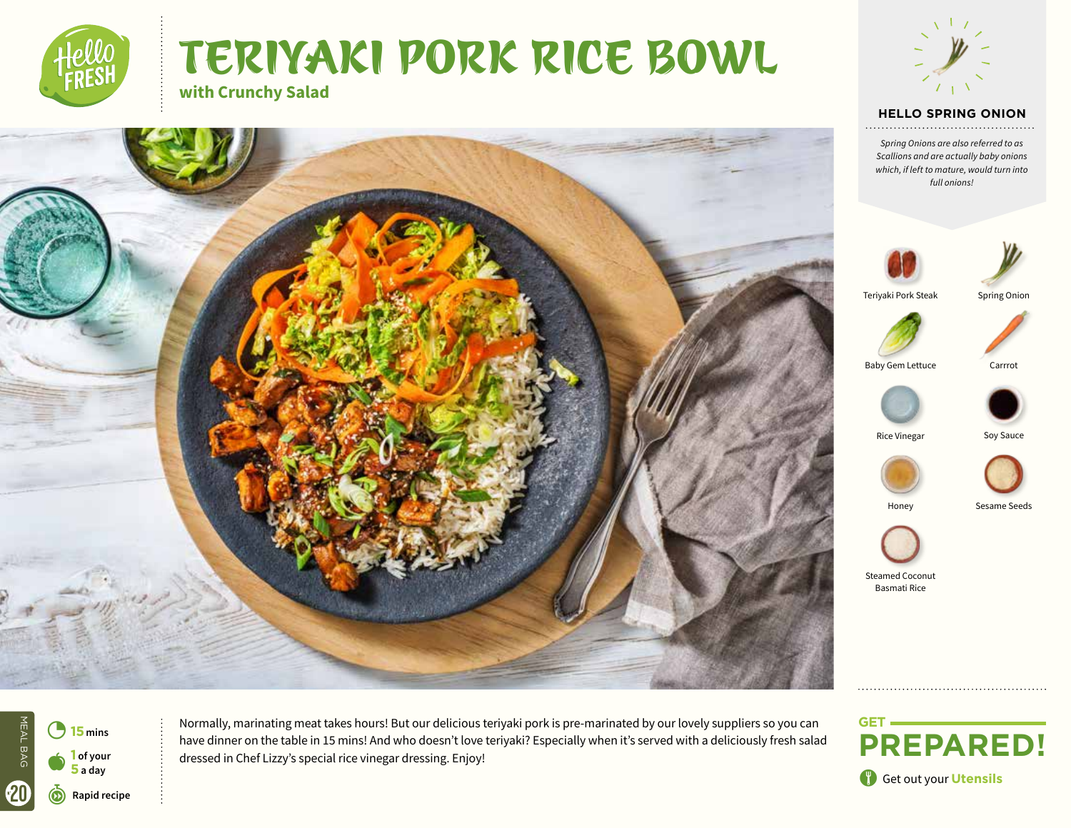# TERIYAKI PORK RICE BOWL

**with Crunchy Salad**

### HELLO SPRING ONION

*Spring Onions are also referred to as Scallions and are actually baby onions which, if left to mature, would turn into full onions!*

- Teriyaki Pork Steak
- Spring Onion
- Baby Gem Lettuce
- Carrrot
- Rice Vinegar
- Soy Sauce
- Honey
- Sesame Seeds
- Steamed Coconut Basmati Rice

MEAL BAG 20

**15** mins

**1** of your **5** a day

Rapid recipe

Normally, marinating meat takes hours! But our delicious teriyaki pork is pre-marinated by our lovely suppliers so you can have dinner on the table in 15 mins! And who doesn't love teriyaki? Especially when it's served with a deliciously fresh salad dressed in Chef Lizzy's special rice vinegar dressing. Enjoy!

## GET PREPARED!

Get out your **Utensils**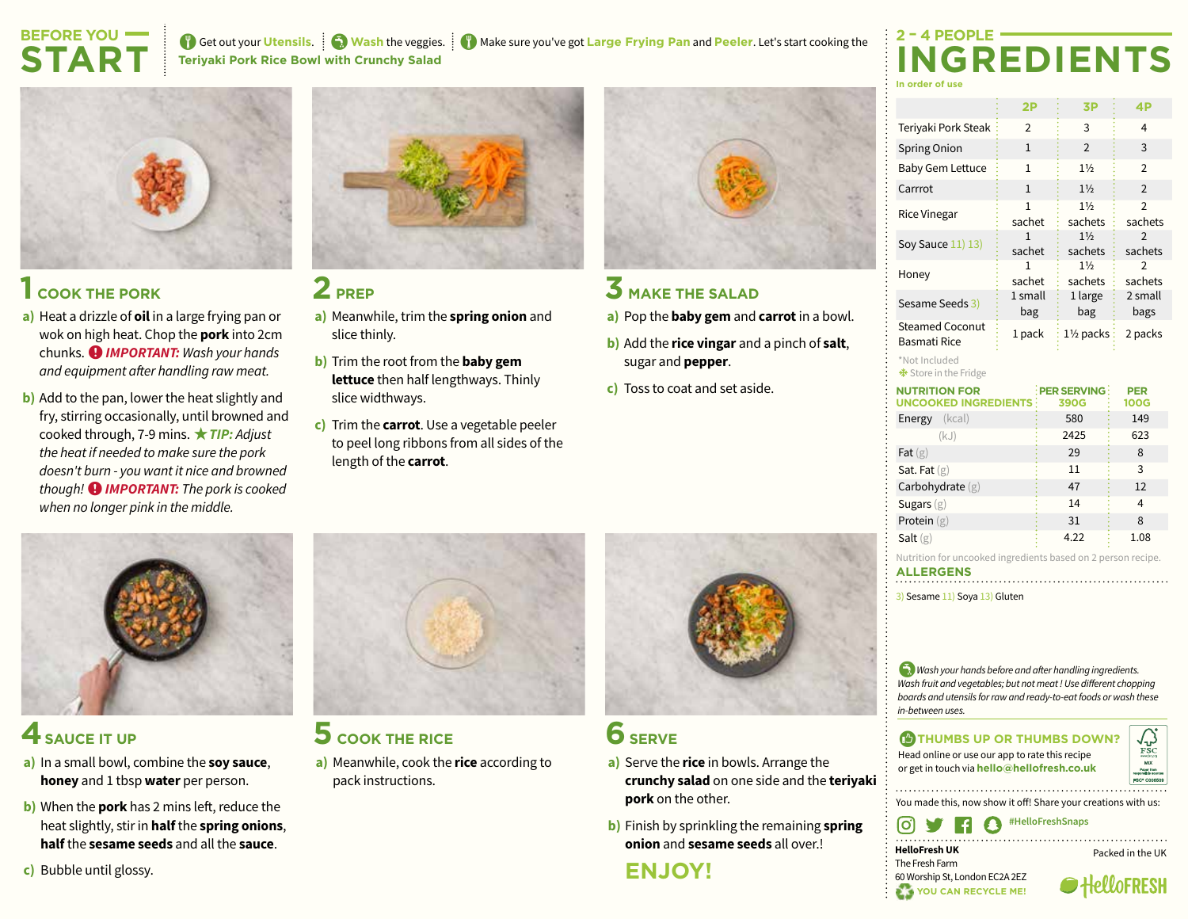# BEFORE YOU START

Get out your **Utensils**. | **Wash** the veggies. | Make sure you've got **Large Frying Pan** and **Peeler**. Let's start cooking the **Teriyaki Pork Rice Bowl with Crunchy Salad**

## 1 COOK THE PORK

**a)** Heat a drizzle of **oil** in a large frying pan or wok on high heat. Chop the **pork** into 2cm chunks. ***IMPORTANT:*** *Wash your hands and equipment after handling raw meat.*

**b)** Add to the pan, lower the heat slightly and fry, stirring occasionally, until browned and cooked through, 7-9 mins. ***TIP:*** *Adjust the heat if needed to make sure the pork doesn't burn - you want it nice and browned though!* ***IMPORTANT:*** *The pork is cooked when no longer pink in the middle.*

## 2 PREP

**a)** Meanwhile, trim the **spring onion** and slice thinly.

**b)** Trim the root from the **baby gem lettuce** then half lengthways. Thinly slice widthways.

**c)** Trim the **carrot**. Use a vegetable peeler to peel long ribbons from all sides of the length of the **carrot**.

## 3 MAKE THE SALAD

**a)** Pop the **baby gem** and **carrot** in a bowl.

**b)** Add the **rice vingar** and a pinch of **salt**, sugar and **pepper**.

**c)** Toss to coat and set aside.

## 4 SAUCE IT UP

**a)** In a small bowl, combine the **soy sauce**, **honey** and 1 tbsp **water** per person.

**b)** When the **pork** has 2 mins left, reduce the heat slightly, stir in **half** the **spring onions**, **half** the **sesame seeds** and all the **sauce**.

**c)** Bubble until glossy.

## 5 COOK THE RICE

**a)** Meanwhile, cook the **rice** according to pack instructions.

## 6 SERVE

**a)** Serve the **rice** in bowls. Arrange the **crunchy salad** on one side and the **teriyaki pork** on the other.

**b)** Finish by sprinkling the remaining **spring onion** and **sesame seeds** all over.!

**ENJOY!**

# 2 - 4 PEOPLE INGREDIENTS

In order of use

| | 2P | 3P | 4P |
|---|---|---|---|
| Teriyaki Pork Steak | 2 | 3 | 4 |
| Spring Onion | 1 | 2 | 3 |
| Baby Gem Lettuce | 1 | 1½ | 2 |
| Carrrot | 1 | 1½ | 2 |
| Rice Vinegar | 1 sachet | 1½ sachets | 2 sachets |
| Soy Sauce 11) 13) | 1 sachet | 1½ sachets | 2 sachets |
| Honey | 1 sachet | 1½ sachets | 2 sachets |
| Sesame Seeds 3) | 1 small bag | 1 large bag | 2 small bags |
| Steamed Coconut Basmati Rice | 1 pack | 1½ packs | 2 packs |

*Not Included
Store in the Fridge

| NUTRITION FOR UNCOOKED INGREDIENTS | PER SERVING 390G | PER 100G |
|---|---|---|
| Energy (kcal) | 580 | 149 |
| (kJ) | 2425 | 623 |
| Fat (g) | 29 | 8 |
| Sat. Fat (g) | 11 | 3 |
| Carbohydrate (g) | 47 | 12 |
| Sugars (g) | 14 | 4 |
| Protein (g) | 31 | 8 |
| Salt (g) | 4.22 | 1.08 |

Nutrition for uncooked ingredients based on 2 person recipe.

## ALLERGENS

3) Sesame 11) Soya 13) Gluten

*Wash your hands before and after handling ingredients. Wash fruit and vegetables; but not meat ! Use different chopping boards and utensils for raw and ready-to-eat foods or wash these in-between uses.*

**THUMBS UP OR THUMBS DOWN?**
Head online or use our app to rate this recipe or get in touch via **hello@hellofresh.co.uk**

You made this, now show it off! Share your creations with us:
#HelloFreshSnaps

**HelloFresh UK**
The Fresh Farm
60 Worship St, London EC2A 2EZ
YOU CAN RECYCLE ME!

Packed in the UK